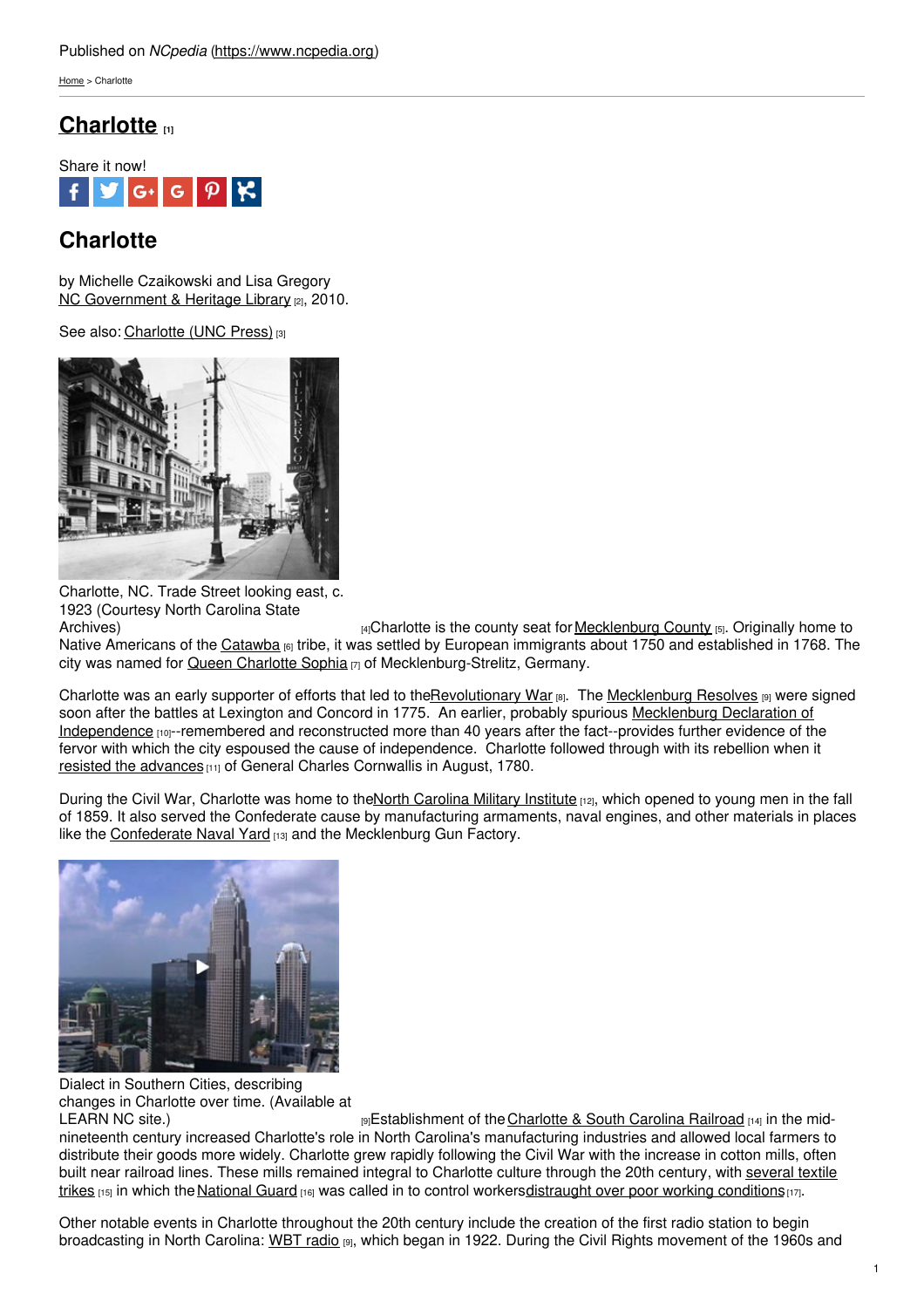Published on *NCpedia* (https://www.ncpedia.org)

Home > Charlotte

# Charlotte [1]

Share it now!

## Charlotte

by Michelle Czaikowski and Lisa Gregory
NC Government & Heritage Library [2], 2010.

See also: Charlotte (UNC Press) [3]

Charlotte, NC. Trade Street looking east, c. 1923 (Courtesy North Carolina State Archives) [4]

Charlotte is the county seat for Mecklenburg County [5]. Originally home to Native Americans of the Catawba [6] tribe, it was settled by European immigrants about 1750 and established in 1768. The city was named for Queen Charlotte Sophia [7] of Mecklenburg-Strelitz, Germany.

Charlotte was an early supporter of efforts that led to the Revolutionary War [8]. The Mecklenburg Resolves [9] were signed soon after the battles at Lexington and Concord in 1775. An earlier, probably spurious Mecklenburg Declaration of Independence [10]--remembered and reconstructed more than 40 years after the fact--provides further evidence of the fervor with which the city espoused the cause of independence. Charlotte followed through with its rebellion when it resisted the advances [11] of General Charles Cornwallis in August, 1780.

During the Civil War, Charlotte was home to the North Carolina Military Institute [12], which opened to young men in the fall of 1859. It also served the Confederate cause by manufacturing armaments, naval engines, and other materials in places like the Confederate Naval Yard [13] and the Mecklenburg Gun Factory.

Dialect in Southern Cities, describing changes in Charlotte over time. (Available at LEARN NC site.) [9]

Establishment of the Charlotte & South Carolina Railroad [14] in the mid-nineteenth century increased Charlotte's role in North Carolina's manufacturing industries and allowed local farmers to distribute their goods more widely. Charlotte grew rapidly following the Civil War with the increase in cotton mills, often built near railroad lines. These mills remained integral to Charlotte culture through the 20th century, with several textile trikes [15] in which the National Guard [16] was called in to control workers distraught over poor working conditions [17].

Other notable events in Charlotte throughout the 20th century include the creation of the first radio station to begin broadcasting in North Carolina: WBT radio [9], which began in 1922. During the Civil Rights movement of the 1960s and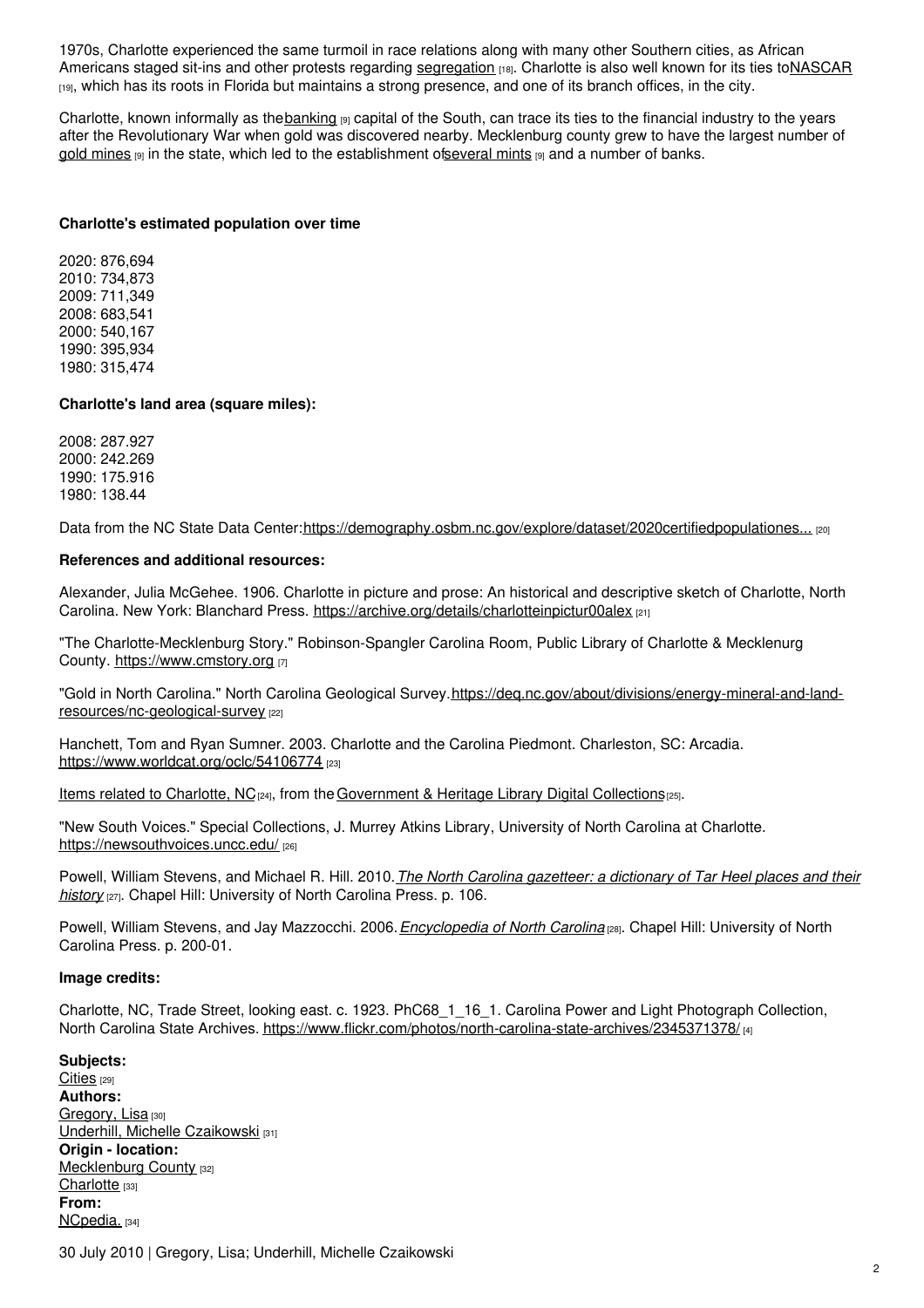1970s, Charlotte experienced the same turmoil in race relations along with many other Southern cities, as African Americans staged sit-ins and other protests regarding segregation [18]. Charlotte is also well known for its ties to NASCAR [19], which has its roots in Florida but maintains a strong presence, and one of its branch offices, in the city.

Charlotte, known informally as the banking [9] capital of the South, can trace its ties to the financial industry to the years after the Revolutionary War when gold was discovered nearby. Mecklenburg county grew to have the largest number of gold mines [9] in the state, which led to the establishment of several mints [9] and a number of banks.

**Charlotte's estimated population over time**

2020: 876,694
2010: 734,873
2009: 711,349
2008: 683,541
2000: 540,167
1990: 395,934
1980: 315,474

**Charlotte's land area (square miles):**

2008: 287.927
2000: 242.269
1990: 175.916
1980: 138.44

Data from the NC State Data Center: https://demography.osbm.nc.gov/explore/dataset/2020certifiedpopulationes... [20]

**References and additional resources:**

Alexander, Julia McGehee. 1906. Charlotte in picture and prose: An historical and descriptive sketch of Charlotte, North Carolina. New York: Blanchard Press. https://archive.org/details/charlotteinpictur00alex [21]

"The Charlotte-Mecklenburg Story." Robinson-Spangler Carolina Room, Public Library of Charlotte & Mecklenurg County. https://www.cmstory.org [7]

"Gold in North Carolina." North Carolina Geological Survey. https://deq.nc.gov/about/divisions/energy-mineral-and-land-resources/nc-geological-survey [22]

Hanchett, Tom and Ryan Sumner. 2003. Charlotte and the Carolina Piedmont. Charleston, SC: Arcadia. https://www.worldcat.org/oclc/54106774 [23]

Items related to Charlotte, NC [24], from the Government & Heritage Library Digital Collections [25].

"New South Voices." Special Collections, J. Murrey Atkins Library, University of North Carolina at Charlotte. https://newsouthvoices.uncc.edu/ [26]

Powell, William Stevens, and Michael R. Hill. 2010. *The North Carolina gazetteer: a dictionary of Tar Heel places and their history* [27]. Chapel Hill: University of North Carolina Press. p. 106.

Powell, William Stevens, and Jay Mazzocchi. 2006. *Encyclopedia of North Carolina* [28]. Chapel Hill: University of North Carolina Press. p. 200-01.

**Image credits:**

Charlotte, NC, Trade Street, looking east. c. 1923. PhC68_1_16_1. Carolina Power and Light Photograph Collection, North Carolina State Archives. https://www.flickr.com/photos/north-carolina-state-archives/2345371378/ [4]

**Subjects:**
Cities [29]
**Authors:**
Gregory, Lisa [30]
Underhill, Michelle Czaikowski [31]
**Origin - location:**
Mecklenburg County [32]
Charlotte [33]
**From:**
NCpedia. [34]

30 July 2010 | Gregory, Lisa; Underhill, Michelle Czaikowski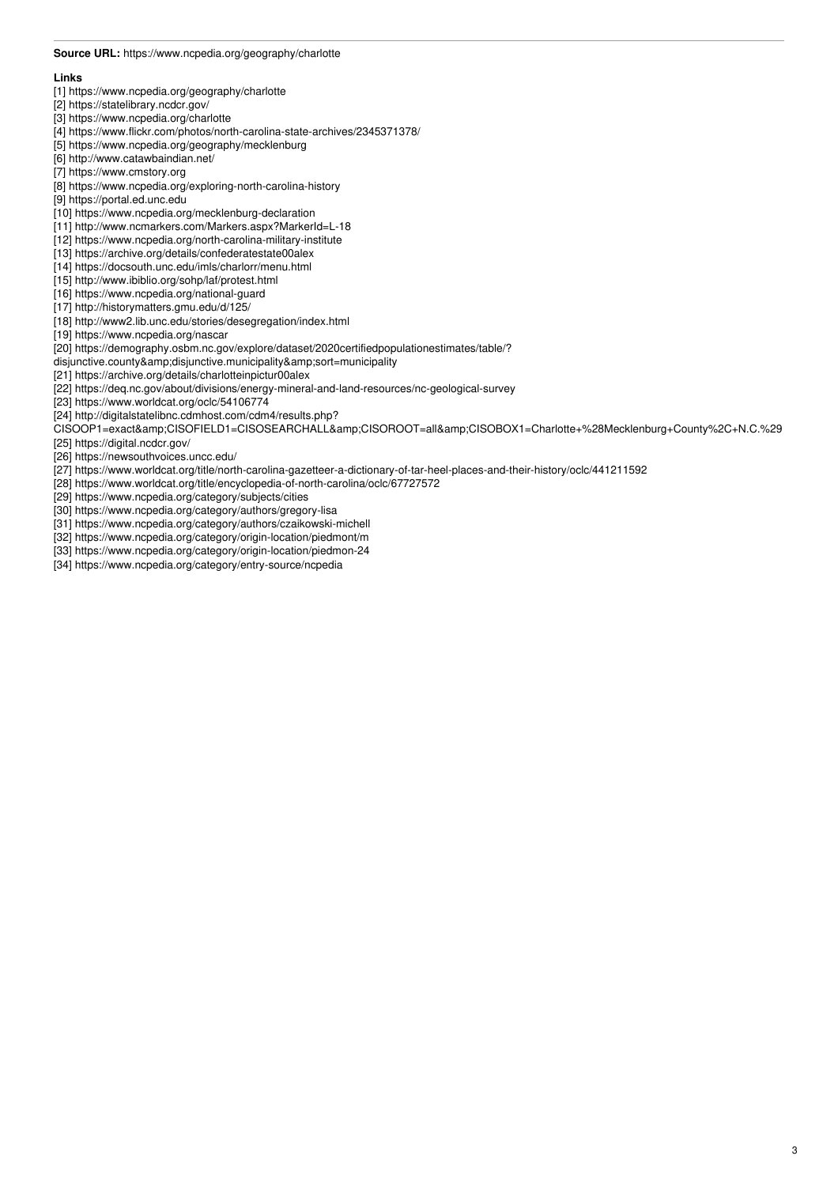**Source URL:** https://www.ncpedia.org/geography/charlotte

**Links**

[1] https://www.ncpedia.org/geography/charlotte
[2] https://statelibrary.ncdcr.gov/
[3] https://www.ncpedia.org/charlotte
[4] https://www.flickr.com/photos/north-carolina-state-archives/2345371378/
[5] https://www.ncpedia.org/geography/mecklenburg
[6] http://www.catawbaindian.net/
[7] https://www.cmstory.org
[8] https://www.ncpedia.org/exploring-north-carolina-history
[9] https://portal.ed.unc.edu
[10] https://www.ncpedia.org/mecklenburg-declaration
[11] http://www.ncmarkers.com/Markers.aspx?MarkerId=L-18
[12] https://www.ncpedia.org/north-carolina-military-institute
[13] https://archive.org/details/confederatestate00alex
[14] https://docsouth.unc.edu/imls/charlorr/menu.html
[15] http://www.ibiblio.org/sohp/laf/protest.html
[16] https://www.ncpedia.org/national-guard
[17] http://historymatters.gmu.edu/d/125/
[18] http://www2.lib.unc.edu/stories/desegregation/index.html
[19] https://www.ncpedia.org/nascar
[20] https://demography.osbm.nc.gov/explore/dataset/2020certifiedpopulationestimates/table/?disjunctive.county&amp;disjunctive.municipality&amp;sort=municipality
[21] https://archive.org/details/charlotteinpictur00alex
[22] https://deq.nc.gov/about/divisions/energy-mineral-and-land-resources/nc-geological-survey
[23] https://www.worldcat.org/oclc/54106774
[24] http://digitalstatelibnc.cdmhost.com/cdm4/results.php?CISOOP1=exact&amp;CISOFIELD1=CISOSEARCHALL&amp;CISOROOT=all&amp;CISOBOX1=Charlotte+%28Mecklenburg+County%2C+N.C.%29
[25] https://digital.ncdcr.gov/
[26] https://newsouthvoices.uncc.edu/
[27] https://www.worldcat.org/title/north-carolina-gazetteer-a-dictionary-of-tar-heel-places-and-their-history/oclc/441211592
[28] https://www.worldcat.org/title/encyclopedia-of-north-carolina/oclc/67727572
[29] https://www.ncpedia.org/category/subjects/cities
[30] https://www.ncpedia.org/category/authors/gregory-lisa
[31] https://www.ncpedia.org/category/authors/czaikowski-michell
[32] https://www.ncpedia.org/category/origin-location/piedmont/m
[33] https://www.ncpedia.org/category/origin-location/piedmon-24
[34] https://www.ncpedia.org/category/entry-source/ncpedia